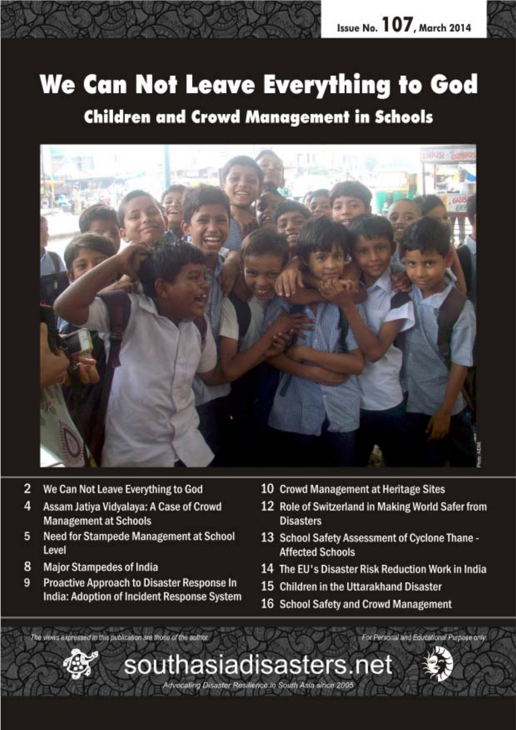Issue No. 107, March 2014

# We Can Not Leave Everything to God

## Children and Crowd Management in Schools

Photo: AIDMI

- 2 We Can Not Leave Everything to God
- 4 Assam Jatiya Vidyalaya: A Case of Crowd Management at Schools
- 5 Need for Stampede Management at School Level
- 8 Major Stampedes of India
- 9 Proactive Approach to Disaster Response In India: Adoption of Incident Response System
- 10 Crowd Management at Heritage Sites
- 12 Role of Switzerland in Making World Safer from Disasters
- 13 School Safety Assessment of Cyclone Thane - Affected Schools
- 14 The EU's Disaster Risk Reduction Work in India
- 15 Children in the Uttarakhand Disaster
- 16 School Safety and Crowd Management

*The views expressed in this publication are those of the author.*

*For Personal and Educational Purpose only*

southasiadisasters.net

*Advocating Disaster Resilience in South Asia since 2005*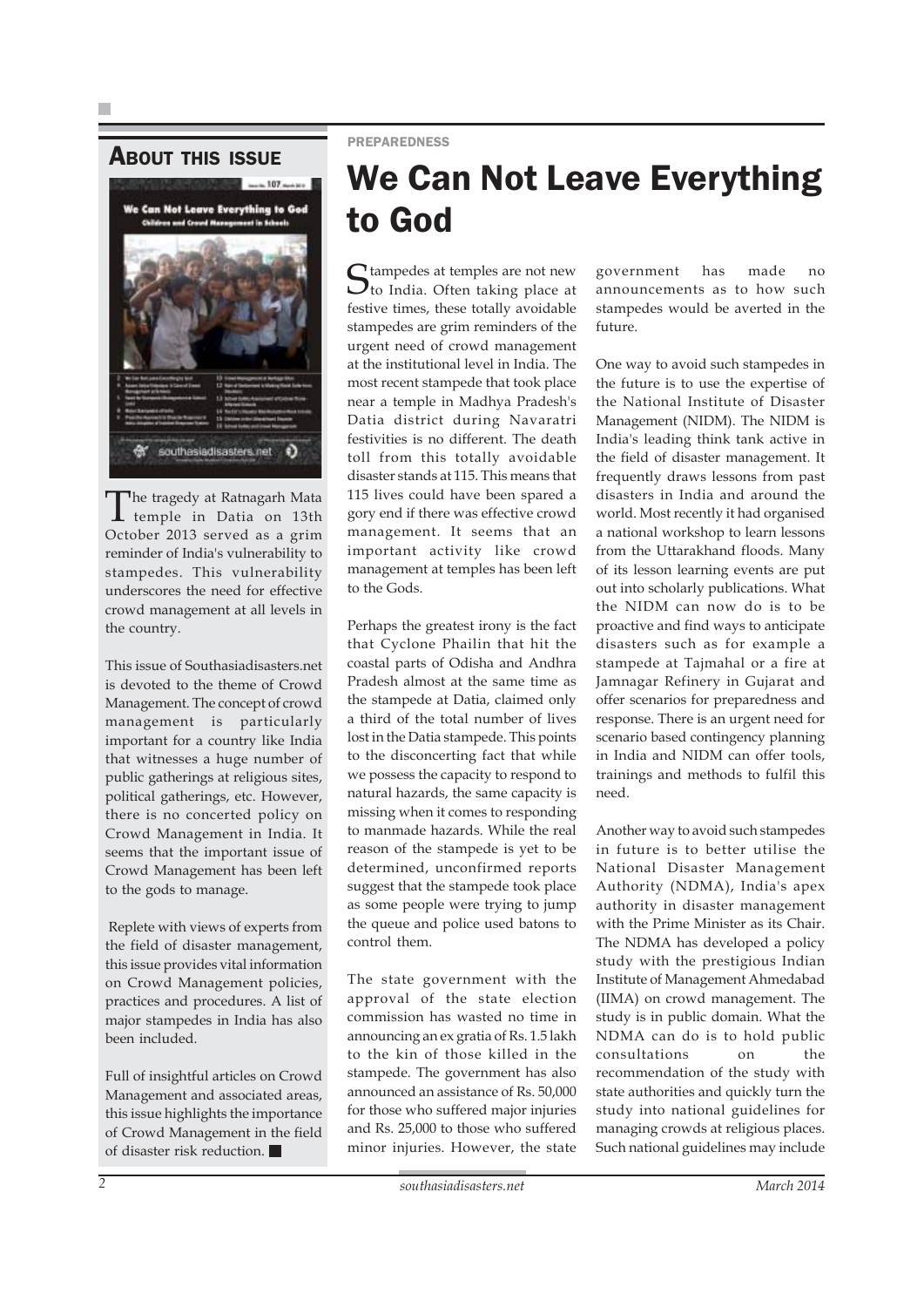## About this issue

The tragedy at Ratnagarh Mata temple in Datia on 13th October 2013 served as a grim reminder of India's vulnerability to stampedes. This vulnerability underscores the need for effective crowd management at all levels in the country.

This issue of Southasiadisasters.net is devoted to the theme of Crowd Management. The concept of crowd management is particularly important for a country like India that witnesses a huge number of public gatherings at religious sites, political gatherings, etc. However, there is no concerted policy on Crowd Management in India. It seems that the important issue of Crowd Management has been left to the gods to manage.

Replete with views of experts from the field of disaster management, this issue provides vital information on Crowd Management policies, practices and procedures. A list of major stampedes in India has also been included.

Full of insightful articles on Crowd Management and associated areas, this issue highlights the importance of Crowd Management in the field of disaster risk reduction. ■

PREPAREDNESS

# We Can Not Leave Everything to God

Stampedes at temples are not new to India. Often taking place at festive times, these totally avoidable stampedes are grim reminders of the urgent need of crowd management at the institutional level in India. The most recent stampede that took place near a temple in Madhya Pradesh's Datia district during Navaratri festivities is no different. The death toll from this totally avoidable disaster stands at 115. This means that 115 lives could have been spared a gory end if there was effective crowd management. It seems that an important activity like crowd management at temples has been left to the Gods.

Perhaps the greatest irony is the fact that Cyclone Phailin that hit the coastal parts of Odisha and Andhra Pradesh almost at the same time as the stampede at Datia, claimed only a third of the total number of lives lost in the Datia stampede. This points to the disconcerting fact that while we possess the capacity to respond to natural hazards, the same capacity is missing when it comes to responding to manmade hazards. While the real reason of the stampede is yet to be determined, unconfirmed reports suggest that the stampede took place as some people were trying to jump the queue and police used batons to control them.

The state government with the approval of the state election commission has wasted no time in announcing an ex gratia of Rs. 1.5 lakh to the kin of those killed in the stampede. The government has also announced an assistance of Rs. 50,000 for those who suffered major injuries and Rs. 25,000 to those who suffered minor injuries. However, the state government has made no announcements as to how such stampedes would be averted in the future.

One way to avoid such stampedes in the future is to use the expertise of the National Institute of Disaster Management (NIDM). The NIDM is India's leading think tank active in the field of disaster management. It frequently draws lessons from past disasters in India and around the world. Most recently it had organised a national workshop to learn lessons from the Uttarakhand floods. Many of its lesson learning events are put out into scholarly publications. What the NIDM can now do is to be proactive and find ways to anticipate disasters such as for example a stampede at Tajmahal or a fire at Jamnagar Refinery in Gujarat and offer scenarios for preparedness and response. There is an urgent need for scenario based contingency planning in India and NIDM can offer tools, trainings and methods to fulfil this need.

Another way to avoid such stampedes in future is to better utilise the National Disaster Management Authority (NDMA), India's apex authority in disaster management with the Prime Minister as its Chair. The NDMA has developed a policy study with the prestigious Indian Institute of Management Ahmedabad (IIMA) on crowd management. The study is in public domain. What the NDMA can do is to hold public consultations on the recommendation of the study with state authorities and quickly turn the study into national guidelines for managing crowds at religious places. Such national guidelines may include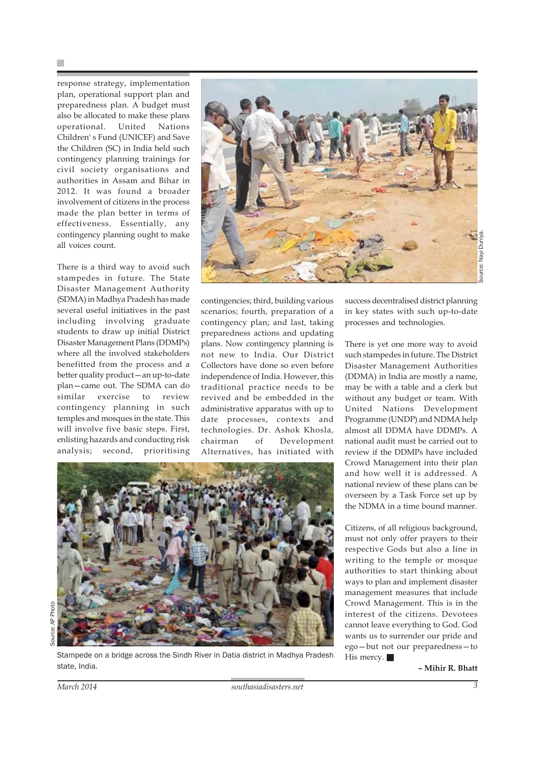response strategy, implementation plan, operational support plan and preparedness plan. A budget must also be allocated to make these plans operational. United Nations Children' s Fund (UNICEF) and Save the Children (SC) in India held such contingency planning trainings for civil society organisations and authorities in Assam and Bihar in 2012. It was found a broader involvement of citizens in the process made the plan better in terms of effectiveness. Essentially, any contingency planning ought to make all voices count.

There is a third way to avoid such stampedes in future. The State Disaster Management Authority (SDMA) in Madhya Pradesh has made several useful initiatives in the past including involving graduate students to draw up initial District Disaster Management Plans (DDMPs) where all the involved stakeholders benefitted from the process and a better quality product—an up-to-date plan—came out. The SDMA can do similar exercise to review contingency planning in such temples and mosques in the state. This will involve five basic steps. First, enlisting hazards and conducting risk analysis; second, prioritising contingencies; third, building various scenarios; fourth, preparation of a contingency plan; and last, taking preparedness actions and updating plans. Now contingency planning is not new to India. Our District Collectors have done so even before independence of India. However, this traditional practice needs to be revived and be embedded in the administrative apparatus with up to date processes, contexts and technologies. Dr. Ashok Khosla, chairman of Development Alternatives, has initiated with success decentralised district planning in key states with such up-to-date processes and technologies.

Source: Nayi Duniya.

Source: AP Photo

Stampede on a bridge across the Sindh River in Datia district in Madhya Pradesh state, India.

There is yet one more way to avoid such stampedes in future. The District Disaster Management Authorities (DDMA) in India are mostly a name, may be with a table and a clerk but without any budget or team. With United Nations Development Programme (UNDP) and NDMA help almost all DDMA have DDMPs. A national audit must be carried out to review if the DDMPs have included Crowd Management into their plan and how well it is addressed. A national review of these plans can be overseen by a Task Force set up by the NDMA in a time bound manner.

Citizens, of all religious background, must not only offer prayers to their respective Gods but also a line in writing to the temple or mosque authorities to start thinking about ways to plan and implement disaster management measures that include Crowd Management. This is in the interest of the citizens. Devotees cannot leave everything to God. God wants us to surrender our pride and ego—but not our preparedness—to His mercy. ■

**– Mihir R. Bhatt**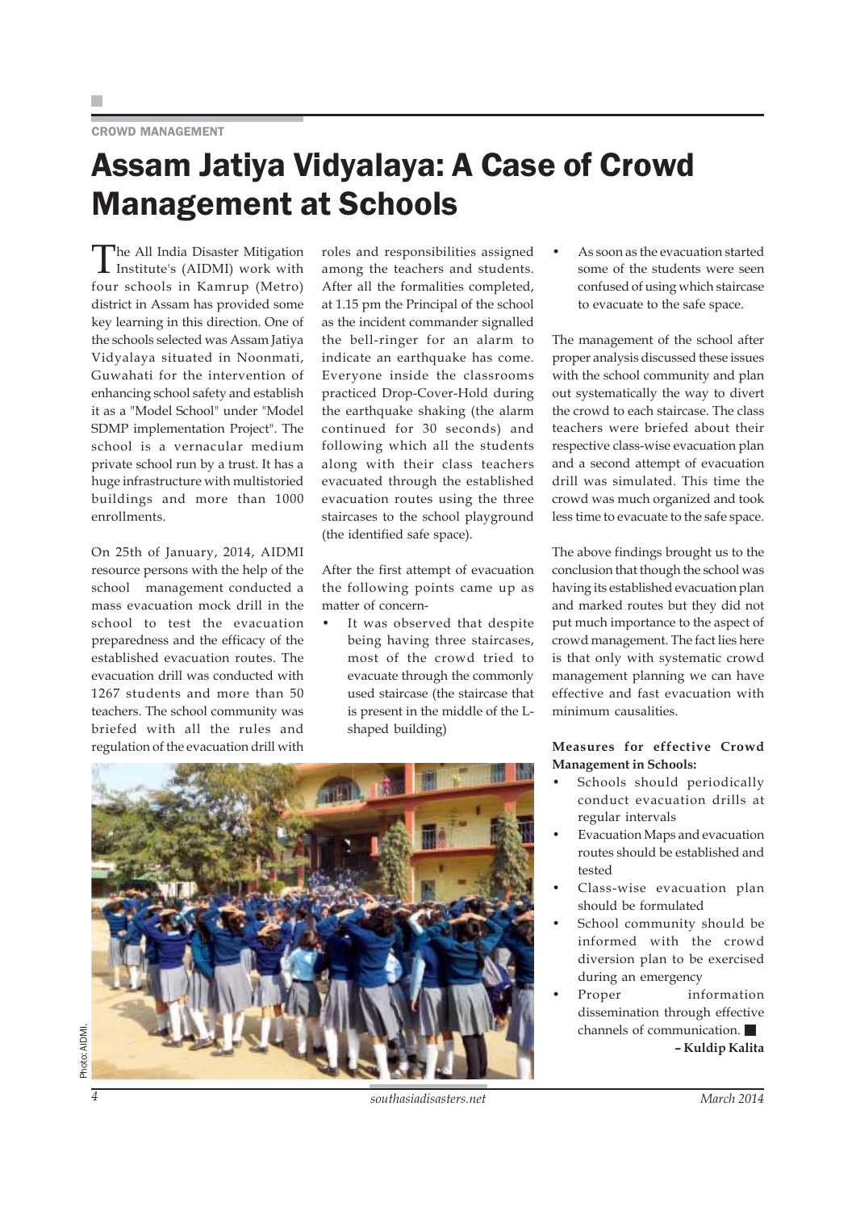CROWD MANAGEMENT

# Assam Jatiya Vidyalaya: A Case of Crowd Management at Schools

The All India Disaster Mitigation Institute's (AIDMI) work with four schools in Kamrup (Metro) district in Assam has provided some key learning in this direction. One of the schools selected was Assam Jatiya Vidyalaya situated in Noonmati, Guwahati for the intervention of enhancing school safety and establish it as a "Model School" under "Model SDMP implementation Project". The school is a vernacular medium private school run by a trust. It has a huge infrastructure with multistoried buildings and more than 1000 enrollments.

On 25th of January, 2014, AIDMI resource persons with the help of the school management conducted a mass evacuation mock drill in the school to test the evacuation preparedness and the efficacy of the established evacuation routes. The evacuation drill was conducted with 1267 students and more than 50 teachers. The school community was briefed with all the rules and regulation of the evacuation drill with roles and responsibilities assigned among the teachers and students. After all the formalities completed, at 1.15 pm the Principal of the school as the incident commander signalled the bell-ringer for an alarm to indicate an earthquake has come. Everyone inside the classrooms practiced Drop-Cover-Hold during the earthquake shaking (the alarm continued for 30 seconds) and following which all the students along with their class teachers evacuated through the established evacuation routes using the three staircases to the school playground (the identified safe space).

After the first attempt of evacuation the following points came up as matter of concern-

- It was observed that despite being having three staircases, most of the crowd tried to evacuate through the commonly used staircase (the staircase that is present in the middle of the L-shaped building)
- As soon as the evacuation started some of the students were seen confused of using which staircase to evacuate to the safe space.

The management of the school after proper analysis discussed these issues with the school community and plan out systematically the way to divert the crowd to each staircase. The class teachers were briefed about their respective class-wise evacuation plan and a second attempt of evacuation drill was simulated. This time the crowd was much organized and took less time to evacuate to the safe space.

The above findings brought us to the conclusion that though the school was having its established evacuation plan and marked routes but they did not put much importance to the aspect of crowd management. The fact lies here is that only with systematic crowd management planning we can have effective and fast evacuation with minimum causalities.

**Measures for effective Crowd Management in Schools:**

- Schools should periodically conduct evacuation drills at regular intervals
- Evacuation Maps and evacuation routes should be established and tested
- Class-wise evacuation plan should be formulated
- School community should be informed with the crowd diversion plan to be exercised during an emergency
- Proper information dissemination through effective channels of communication.

**– Kuldip Kalita**

Photo: AIDMI.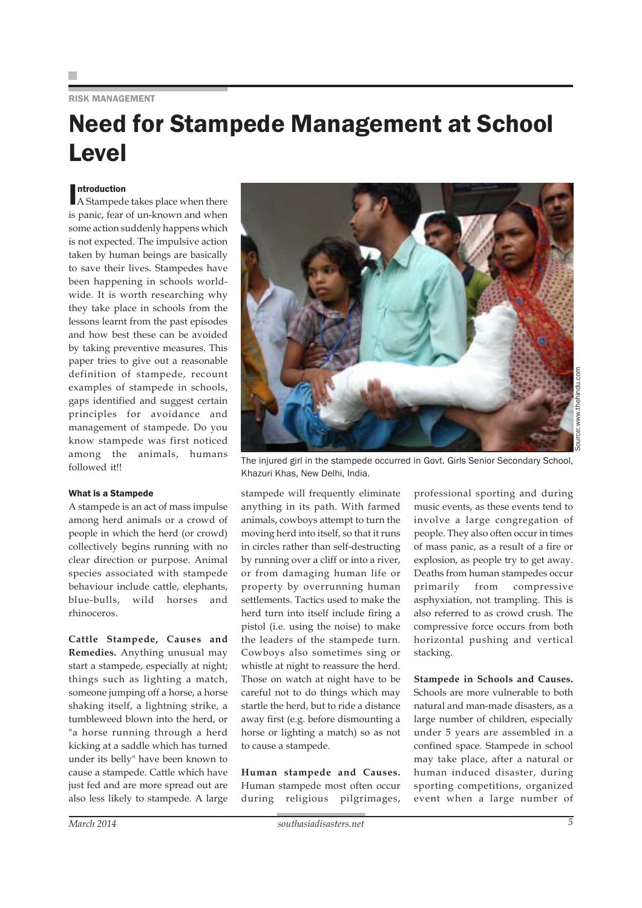RISK MANAGEMENT

# Need for Stampede Management at School Level

### Introduction

A Stampede takes place when there is panic, fear of un-known and when some action suddenly happens which is not expected. The impulsive action taken by human beings are basically to save their lives. Stampedes have been happening in schools world-wide. It is worth researching why they take place in schools from the lessons learnt from the past episodes and how best these can be avoided by taking preventive measures. This paper tries to give out a reasonable definition of stampede, recount examples of stampede in schools, gaps identified and suggest certain principles for avoidance and management of stampede. Do you know stampede was first noticed among the animals, humans followed it!!

The injured girl in the stampede occurred in Govt. Girls Senior Secondary School, Khazuri Khas, New Delhi, India.

Source: www.thehindu.com

### What is a Stampede

A stampede is an act of mass impulse among herd animals or a crowd of people in which the herd (or crowd) collectively begins running with no clear direction or purpose. Animal species associated with stampede behaviour include cattle, elephants, blue-bulls, wild horses and rhinoceros.

**Cattle Stampede, Causes and Remedies.** Anything unusual may start a stampede, especially at night; things such as lighting a match, someone jumping off a horse, a horse shaking itself, a lightning strike, a tumbleweed blown into the herd, or "a horse running through a herd kicking at a saddle which has turned under its belly" have been known to cause a stampede. Cattle which have just fed and are more spread out are also less likely to stampede. A large stampede will frequently eliminate anything in its path. With farmed animals, cowboys attempt to turn the moving herd into itself, so that it runs in circles rather than self-destructing by running over a cliff or into a river, or from damaging human life or property by overrunning human settlements. Tactics used to make the herd turn into itself include firing a pistol (i.e. using the noise) to make the leaders of the stampede turn. Cowboys also sometimes sing or whistle at night to reassure the herd. Those on watch at night have to be careful not to do things which may startle the herd, but to ride a distance away first (e.g. before dismounting a horse or lighting a match) so as not to cause a stampede.

**Human stampede and Causes.** Human stampede most often occur during religious pilgrimages, professional sporting and during music events, as these events tend to involve a large congregation of people. They also often occur in times of mass panic, as a result of a fire or explosion, as people try to get away. Deaths from human stampedes occur primarily from compressive asphyxiation, not trampling. This is also referred to as crowd crush. The compressive force occurs from both horizontal pushing and vertical stacking.

**Stampede in Schools and Causes.** Schools are more vulnerable to both natural and man-made disasters, as a large number of children, especially under 5 years are assembled in a confined space. Stampede in school may take place, after a natural or human induced disaster, during sporting competitions, organized event when a large number of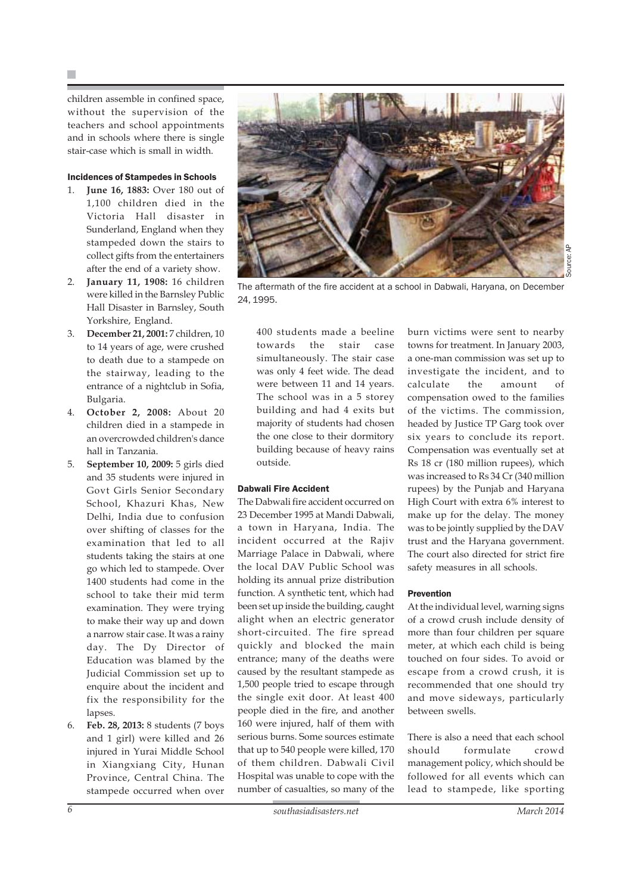children assemble in confined space, without the supervision of the teachers and school appointments and in schools where there is single stair-case which is small in width.

#### Incidences of Stampedes in Schools

1. **June 16, 1883:** Over 180 out of 1,100 children died in the Victoria Hall disaster in Sunderland, England when they stampeded down the stairs to collect gifts from the entertainers after the end of a variety show.
2. **January 11, 1908:** 16 children were killed in the Barnsley Public Hall Disaster in Barnsley, South Yorkshire, England.
3. **December 21, 2001:** 7 children, 10 to 14 years of age, were crushed to death due to a stampede on the stairway, leading to the entrance of a nightclub in Sofia, Bulgaria.
4. **October 2, 2008:** About 20 children died in a stampede in an overcrowded children's dance hall in Tanzania.
5. **September 10, 2009:** 5 girls died and 35 students were injured in Govt Girls Senior Secondary School, Khazuri Khas, New Delhi, India due to confusion over shifting of classes for the examination that led to all students taking the stairs at one go which led to stampede. Over 1400 students had come in the school to take their mid term examination. They were trying to make their way up and down a narrow stair case. It was a rainy day. The Dy Director of Education was blamed by the Judicial Commission set up to enquire about the incident and fix the responsibility for the lapses.
6. **Feb. 28, 2013:** 8 students (7 boys and 1 girl) were killed and 26 injured in Yurai Middle School in Xiangxiang City, Hunan Province, Central China. The stampede occurred when over 400 students made a beeline towards the stair case simultaneously. The stair case was only 4 feet wide. The dead were between 11 and 14 years. The school was in a 5 storey building and had 4 exits but majority of students had chosen the one close to their dormitory building because of heavy rains outside.

The aftermath of the fire accident at a school in Dabwali, Haryana, on December 24, 1995.

Source: AP

#### Dabwali Fire Accident

The Dabwali fire accident occurred on 23 December 1995 at Mandi Dabwali, a town in Haryana, India. The incident occurred at the Rajiv Marriage Palace in Dabwali, where the local DAV Public School was holding its annual prize distribution function. A synthetic tent, which had been set up inside the building, caught alight when an electric generator short-circuited. The fire spread quickly and blocked the main entrance; many of the deaths were caused by the resultant stampede as 1,500 people tried to escape through the single exit door. At least 400 people died in the fire, and another 160 were injured, half of them with serious burns. Some sources estimate that up to 540 people were killed, 170 of them children. Dabwali Civil Hospital was unable to cope with the number of casualties, so many of the burn victims were sent to nearby towns for treatment. In January 2003, a one-man commission was set up to investigate the incident, and to calculate the amount of compensation owed to the families of the victims. The commission, headed by Justice TP Garg took over six years to conclude its report. Compensation was eventually set at Rs 18 cr (180 million rupees), which was increased to Rs 34 Cr (340 million rupees) by the Punjab and Haryana High Court with extra 6% interest to make up for the delay. The money was to be jointly supplied by the DAV trust and the Haryana government. The court also directed for strict fire safety measures in all schools.

#### Prevention

At the individual level, warning signs of a crowd crush include density of more than four children per square meter, at which each child is being touched on four sides. To avoid or escape from a crowd crush, it is recommended that one should try and move sideways, particularly between swells.

There is also a need that each school should formulate crowd management policy, which should be followed for all events which can lead to stampede, like sporting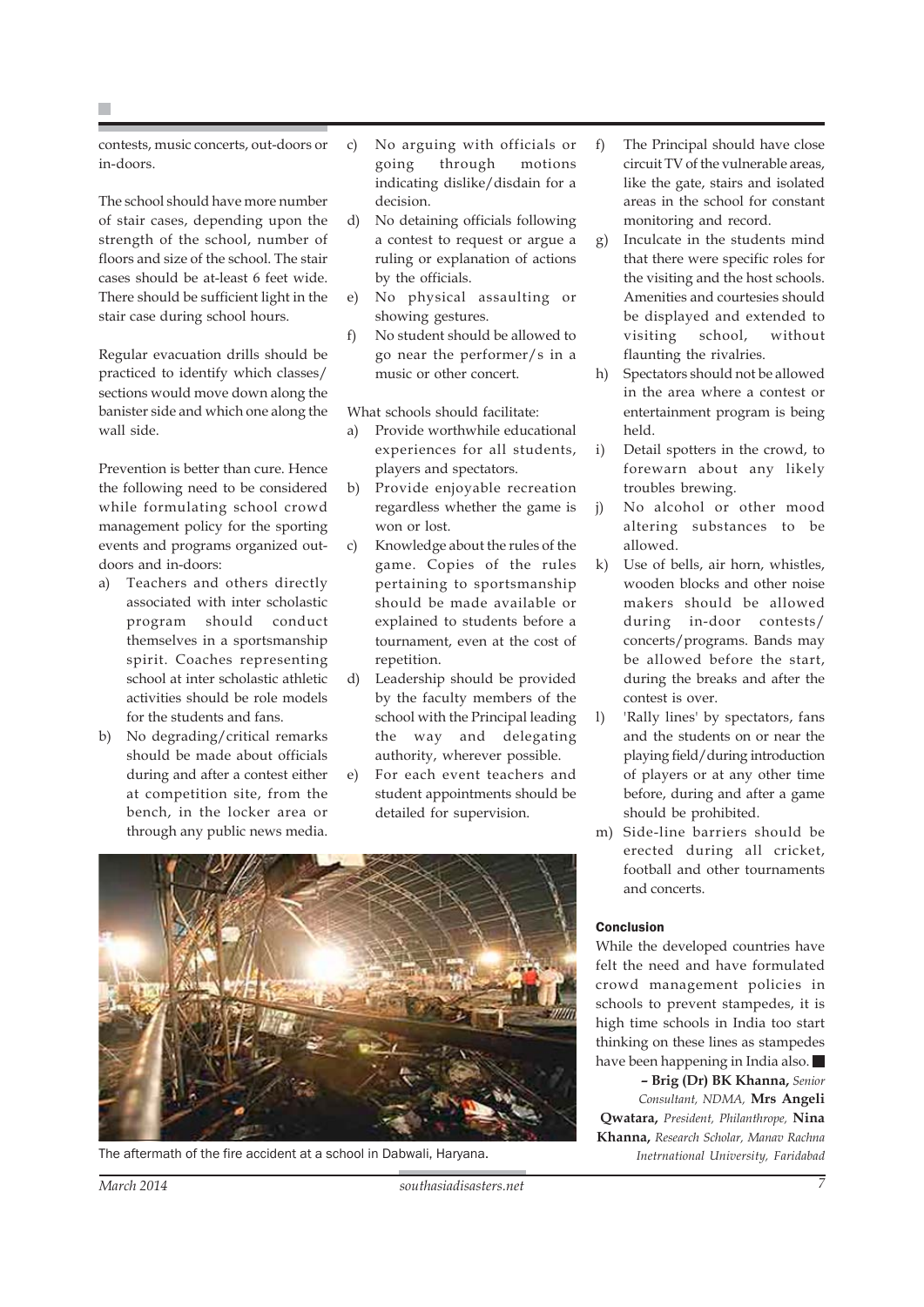contests, music concerts, out-doors or in-doors.

The school should have more number of stair cases, depending upon the strength of the school, number of floors and size of the school. The stair cases should be at-least 6 feet wide. There should be sufficient light in the stair case during school hours.

Regular evacuation drills should be practiced to identify which classes/ sections would move down along the banister side and which one along the wall side.

Prevention is better than cure. Hence the following need to be considered while formulating school crowd management policy for the sporting events and programs organized out-doors and in-doors:

a) Teachers and others directly associated with inter scholastic program should conduct themselves in a sportsmanship spirit. Coaches representing school at inter scholastic athletic activities should be role models for the students and fans.
b) No degrading/critical remarks should be made about officials during and after a contest either at competition site, from the bench, in the locker area or through any public news media.
c) No arguing with officials or going through motions indicating dislike/disdain for a decision.
d) No detaining officials following a contest to request or argue a ruling or explanation of actions by the officials.
e) No physical assaulting or showing gestures.
f) No student should be allowed to go near the performer/s in a music or other concert.

What schools should facilitate:

a) Provide worthwhile educational experiences for all students, players and spectators.
b) Provide enjoyable recreation regardless whether the game is won or lost.
c) Knowledge about the rules of the game. Copies of the rules pertaining to sportsmanship should be made available or explained to students before a tournament, even at the cost of repetition.
d) Leadership should be provided by the faculty members of the school with the Principal leading the way and delegating authority, wherever possible.
e) For each event teachers and student appointments should be detailed for supervision.
f) The Principal should have close circuit TV of the vulnerable areas, like the gate, stairs and isolated areas in the school for constant monitoring and record.
g) Inculcate in the students mind that there were specific roles for the visiting and the host schools. Amenities and courtesies should be displayed and extended to visiting school, without flaunting the rivalries.
h) Spectators should not be allowed in the area where a contest or entertainment program is being held.
i) Detail spotters in the crowd, to forewarn about any likely troubles brewing.
j) No alcohol or other mood altering substances to be allowed.
k) Use of bells, air horn, whistles, wooden blocks and other noise makers should be allowed during in-door contests/ concerts/programs. Bands may be allowed before the start, during the breaks and after the contest is over.
l) 'Rally lines' by spectators, fans and the students on or near the playing field/during introduction of players or at any other time before, during and after a game should be prohibited.
m) Side-line barriers should be erected during all cricket, football and other tournaments and concerts.

The aftermath of the fire accident at a school in Dabwali, Haryana.

#### Conclusion

While the developed countries have felt the need and have formulated crowd management policies in schools to prevent stampedes, it is high time schools in India too start thinking on these lines as stampedes have been happening in India also. ■

**– Brig (Dr) BK Khanna,** *Senior Consultant, NDMA,* **Mrs Angeli Qwatara,** *President, Philanthrope,* **Nina Khanna,** *Research Scholar, Manav Rachna Inetrnational University, Faridabad*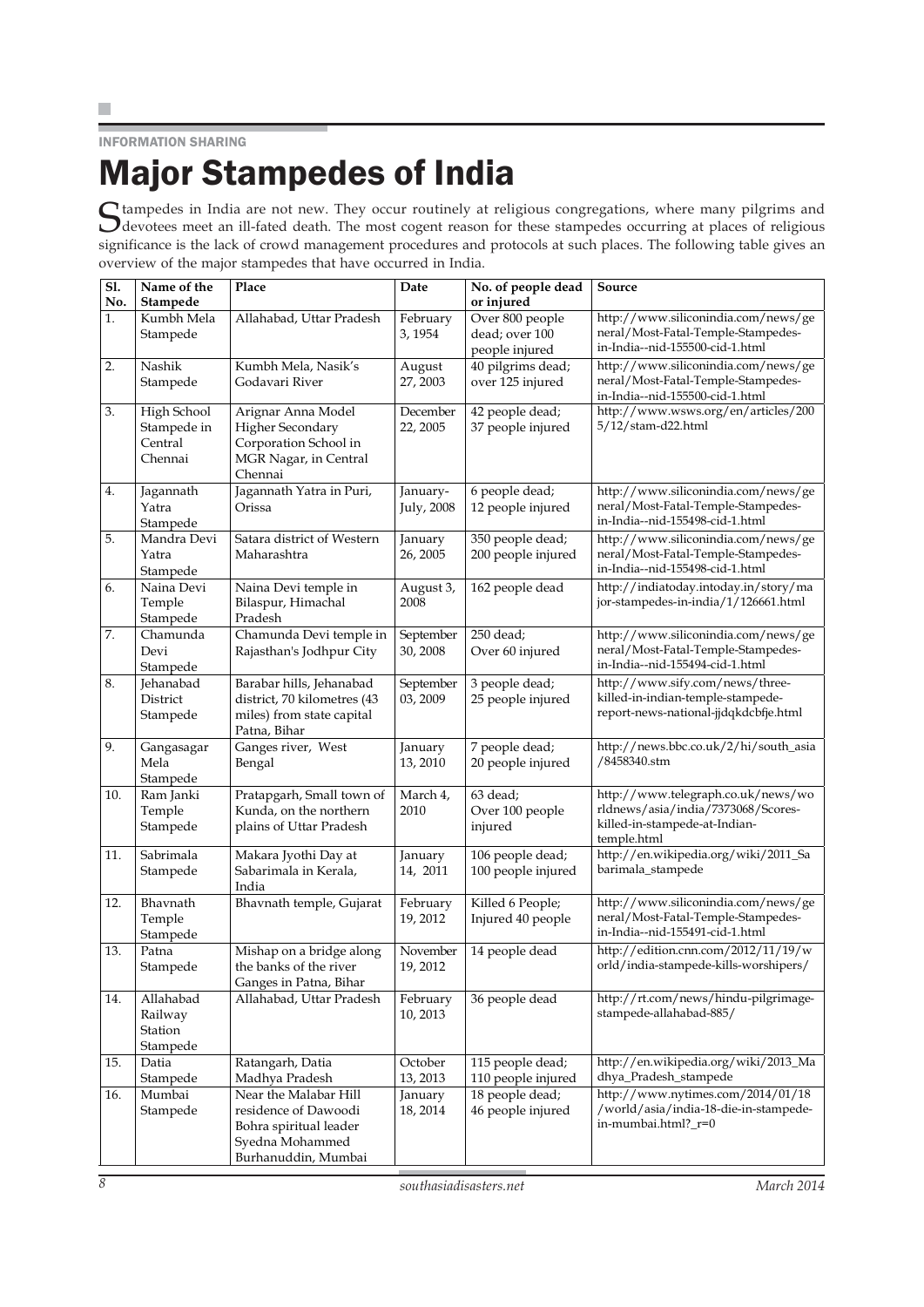INFORMATION SHARING

# Major Stampedes of India

Stampedes in India are not new. They occur routinely at religious congregations, where many pilgrims and devotees meet an ill-fated death. The most cogent reason for these stampedes occurring at places of religious significance is the lack of crowd management procedures and protocols at such places. The following table gives an overview of the major stampedes that have occurred in India.

| Sl. No. | Name of the Stampede | Place | Date | No. of people dead or injured | Source |
|---|---|---|---|---|---|
| 1. | Kumbh Mela Stampede | Allahabad, Uttar Pradesh | February 3, 1954 | Over 800 people dead; over 100 people injured | http://www.siliconindia.com/news/general/Most-Fatal-Temple-Stampedes-in-India--nid-155500-cid-1.html |
| 2. | Nashik Stampede | Kumbh Mela, Nasik's Godavari River | August 27, 2003 | 40 pilgrims dead; over 125 injured | http://www.siliconindia.com/news/general/Most-Fatal-Temple-Stampedes-in-India--nid-155500-cid-1.html |
| 3. | High School Stampede in Central Chennai | Arignar Anna Model Higher Secondary Corporation School in MGR Nagar, in Central Chennai | December 22, 2005 | 42 people dead; 37 people injured | http://www.wsws.org/en/articles/2005/12/stam-d22.html |
| 4. | Jagannath Yatra Stampede | Jagannath Yatra in Puri, Orissa | January-July, 2008 | 6 people dead; 12 people injured | http://www.siliconindia.com/news/general/Most-Fatal-Temple-Stampedes-in-India--nid-155498-cid-1.html |
| 5. | Mandra Devi Yatra Stampede | Satara district of Western Maharashtra | January 26, 2005 | 350 people dead; 200 people injured | http://www.siliconindia.com/news/general/Most-Fatal-Temple-Stampedes-in-India--nid-155498-cid-1.html |
| 6. | Naina Devi Temple Stampede | Naina Devi temple in Bilaspur, Himachal Pradesh | August 3, 2008 | 162 people dead | http://indiatoday.intoday.in/story/major-stampedes-in-india/1/126661.html |
| 7. | Chamunda Devi Stampede | Chamunda Devi temple in Rajasthan's Jodhpur City | September 30, 2008 | 250 dead; Over 60 injured | http://www.siliconindia.com/news/general/Most-Fatal-Temple-Stampedes-in-India--nid-155494-cid-1.html |
| 8. | Jehanabad District Stampede | Barabar hills, Jehanabad district, 70 kilometres (43 miles) from state capital Patna, Bihar | September 03, 2009 | 3 people dead; 25 people injured | http://www.sify.com/news/three-killed-in-indian-temple-stampede-report-news-national-jjdqkdcbfje.html |
| 9. | Gangasagar Mela Stampede | Ganges river, West Bengal | January 13, 2010 | 7 people dead; 20 people injured | http://news.bbc.co.uk/2/hi/south_asia/8458340.stm |
| 10. | Ram Janki Temple Stampede | Pratapgarh, Small town of Kunda, on the northern plains of Uttar Pradesh | March 4, 2010 | 63 dead; Over 100 people injured | http://www.telegraph.co.uk/news/worldnews/asia/india/7373068/Scores-killed-in-stampede-at-Indian-temple.html |
| 11. | Sabrimala Stampede | Makara Jyothi Day at Sabarimala in Kerala, India | January 14, 2011 | 106 people dead; 100 people injured | http://en.wikipedia.org/wiki/2011_Sabarimala_stampede |
| 12. | Bhavnath Temple Stampede | Bhavnath temple, Gujarat | February 19, 2012 | Killed 6 People; Injured 40 people | http://www.siliconindia.com/news/general/Most-Fatal-Temple-Stampedes-in-India--nid-155491-cid-1.html |
| 13. | Patna Stampede | Mishap on a bridge along the banks of the river Ganges in Patna, Bihar | November 19, 2012 | 14 people dead | http://edition.cnn.com/2012/11/19/world/india-stampede-kills-worshipers/ |
| 14. | Allahabad Railway Station Stampede | Allahabad, Uttar Pradesh | February 10, 2013 | 36 people dead | http://rt.com/news/hindu-pilgrimage-stampede-allahabad-885/ |
| 15. | Datia Stampede | Ratangarh, Datia Madhya Pradesh | October 13, 2013 | 115 people dead; 110 people injured | http://en.wikipedia.org/wiki/2013_Madhya_Pradesh_stampede |
| 16. | Mumbai Stampede | Near the Malabar Hill residence of Dawoodi Bohra spiritual leader Syedna Mohammed Burhanuddin, Mumbai | January 18, 2014 | 18 people dead; 46 people injured | http://www.nytimes.com/2014/01/18/world/asia/india-18-die-in-stampede-in-mumbai.html?_r=0 |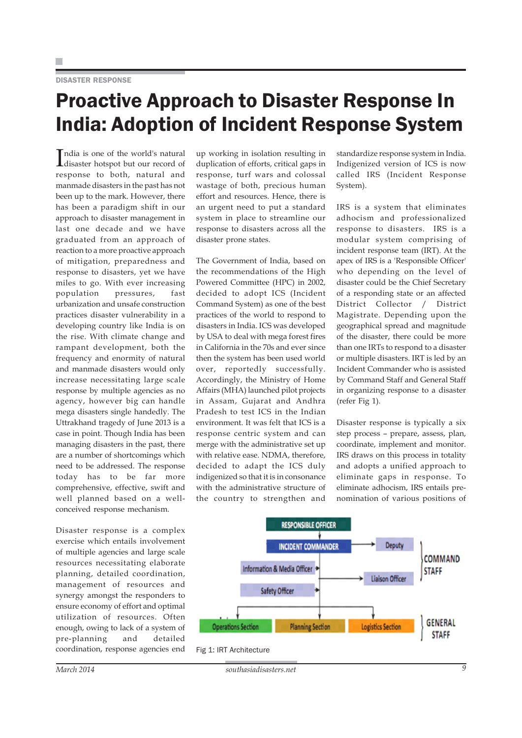DISASTER RESPONSE

# Proactive Approach to Disaster Response In India: Adoption of Incident Response System

India is one of the world's natural disaster hotspot but our record of response to both, natural and manmade disasters in the past has not been up to the mark. However, there has been a paradigm shift in our approach to disaster management in last one decade and we have graduated from an approach of reaction to a more proactive approach of mitigation, preparedness and response to disasters, yet we have miles to go. With ever increasing population pressures, fast urbanization and unsafe construction practices disaster vulnerability in a developing country like India is on the rise. With climate change and rampant development, both the frequency and enormity of natural and manmade disasters would only increase necessitating large scale response by multiple agencies as no agency, however big can handle mega disasters single handedly. The Uttrakhand tragedy of June 2013 is a case in point. Though India has been managing disasters in the past, there are a number of shortcomings which need to be addressed. The response today has to be far more comprehensive, effective, swift and well planned based on a well-conceived response mechanism.

Disaster response is a complex exercise which entails involvement of multiple agencies and large scale resources necessitating elaborate planning, detailed coordination, management of resources and synergy amongst the responders to ensure economy of effort and optimal utilization of resources. Often enough, owing to lack of a system of pre-planning and detailed coordination, response agencies end up working in isolation resulting in duplication of efforts, critical gaps in response, turf wars and colossal wastage of both, precious human effort and resources. Hence, there is an urgent need to put a standard system in place to streamline our response to disasters across all the disaster prone states.

The Government of India, based on the recommendations of the High Powered Committee (HPC) in 2002, decided to adopt ICS (Incident Command System) as one of the best practices of the world to respond to disasters in India. ICS was developed by USA to deal with mega forest fires in California in the 70s and ever since then the system has been used world over, reportedly successfully. Accordingly, the Ministry of Home Affairs (MHA) launched pilot projects in Assam, Gujarat and Andhra Pradesh to test ICS in the Indian environment. It was felt that ICS is a response centric system and can merge with the administrative set up with relative ease. NDMA, therefore, decided to adapt the ICS duly indigenized so that it is in consonance with the administrative structure of the country to strengthen and standardize response system in India. Indigenized version of ICS is now called IRS (Incident Response System).

IRS is a system that eliminates adhocism and professionalized response to disasters. IRS is a modular system comprising of incident response team (IRT). At the apex of IRS is a 'Responsible Officer' who depending on the level of disaster could be the Chief Secretary of a responding state or an affected District Collector / District Magistrate. Depending upon the geographical spread and magnitude of the disaster, there could be more than one IRTs to respond to a disaster or multiple disasters. IRT is led by an Incident Commander who is assisted by Command Staff and General Staff in organizing response to a disaster (refer Fig 1).

Disaster response is typically a six step process – prepare, assess, plan, coordinate, implement and monitor. IRS draws on this process in totality and adopts a unified approach to eliminate gaps in response. To eliminate adhocism, IRS entails pre-nomination of various positions of

RESPONSIBLE OFFICER
INCIDENT COMMANDER
Deputy
Information & Media Officer
Liaison Officer
Safety Officer
COMMAND STAFF
Operations Section
Planning Section
Logistics Section
GENERAL STAFF

Fig 1: IRT Architecture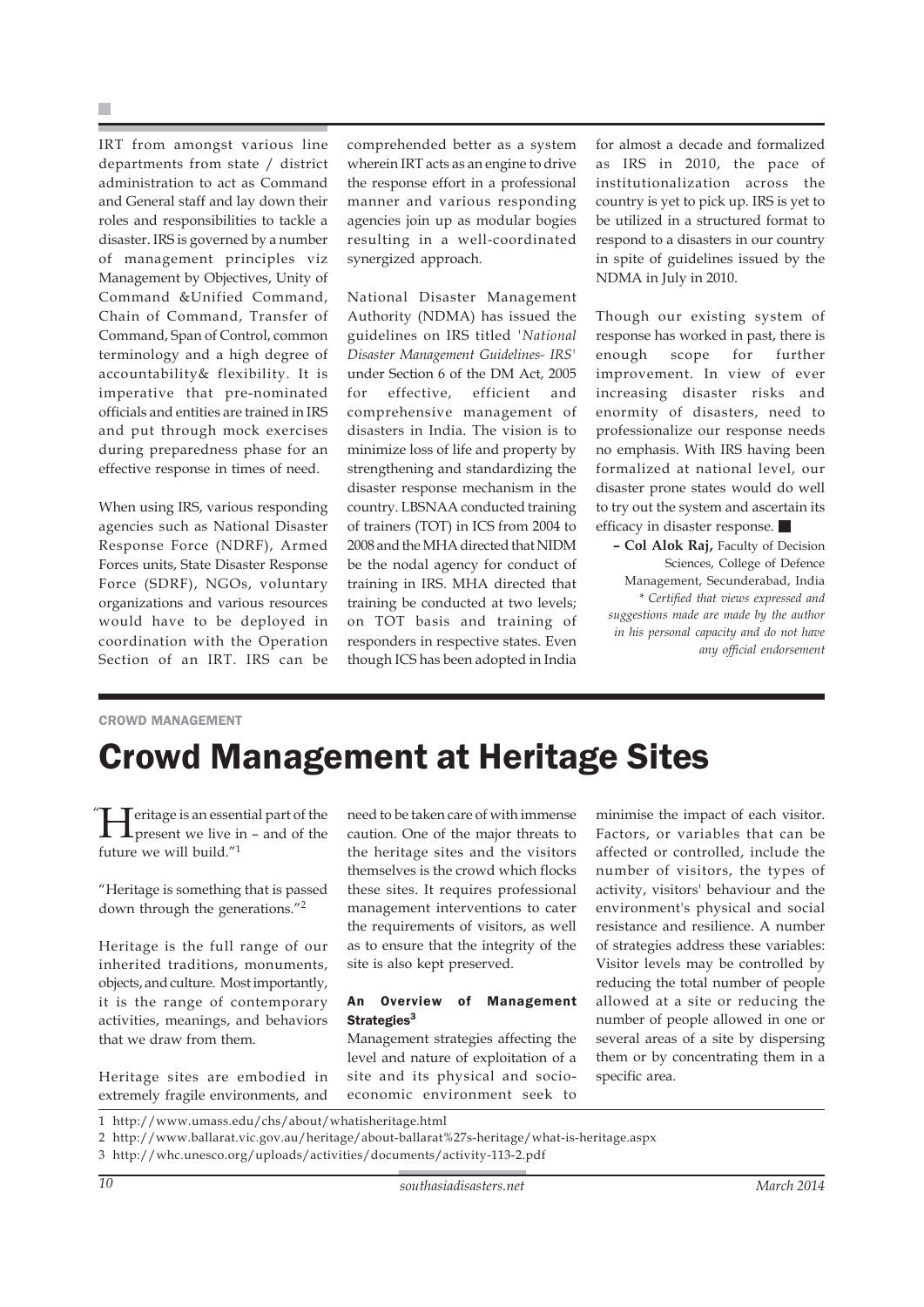IRT from amongst various line departments from state / district administration to act as Command and General staff and lay down their roles and responsibilities to tackle a disaster. IRS is governed by a number of management principles viz Management by Objectives, Unity of Command &Unified Command, Chain of Command, Transfer of Command, Span of Control, common terminology and a high degree of accountability& flexibility. It is imperative that pre-nominated officials and entities are trained in IRS and put through mock exercises during preparedness phase for an effective response in times of need.

When using IRS, various responding agencies such as National Disaster Response Force (NDRF), Armed Forces units, State Disaster Response Force (SDRF), NGOs, voluntary organizations and various resources would have to be deployed in coordination with the Operation Section of an IRT. IRS can be comprehended better as a system wherein IRT acts as an engine to drive the response effort in a professional manner and various responding agencies join up as modular bogies resulting in a well-coordinated synergized approach.

National Disaster Management Authority (NDMA) has issued the guidelines on IRS titled '*National Disaster Management Guidelines- IRS*' under Section 6 of the DM Act, 2005 for effective, efficient and comprehensive management of disasters in India. The vision is to minimize loss of life and property by strengthening and standardizing the disaster response mechanism in the country. LBSNAA conducted training of trainers (TOT) in ICS from 2004 to 2008 and the MHA directed that NIDM be the nodal agency for conduct of training in IRS. MHA directed that training be conducted at two levels; on TOT basis and training of responders in respective states. Even though ICS has been adopted in India for almost a decade and formalized as IRS in 2010, the pace of institutionalization across the country is yet to pick up. IRS is yet to be utilized in a structured format to respond to a disasters in our country in spite of guidelines issued by the NDMA in July in 2010.

Though our existing system of response has worked in past, there is enough scope for further improvement. In view of ever increasing disaster risks and enormity of disasters, need to professionalize our response needs no emphasis. With IRS having been formalized at national level, our disaster prone states would do well to try out the system and ascertain its efficacy in disaster response. ■

**– Col Alok Raj,** Faculty of Decision Sciences, College of Defence Management, Secunderabad, India

*\* Certified that views expressed and suggestions made are made by the author in his personal capacity and do not have any official endorsement*

CROWD MANAGEMENT

# Crowd Management at Heritage Sites

"Heritage is an essential part of the present we live in – and of the future we will build."[1]

"Heritage is something that is passed down through the generations."[2]

Heritage is the full range of our inherited traditions, monuments, objects, and culture. Most importantly, it is the range of contemporary activities, meanings, and behaviors that we draw from them.

Heritage sites are embodied in extremely fragile environments, and need to be taken care of with immense caution. One of the major threats to the heritage sites and the visitors themselves is the crowd which flocks these sites. It requires professional management interventions to cater the requirements of visitors, as well as to ensure that the integrity of the site is also kept preserved.

### An Overview of Management Strategies[3]

Management strategies affecting the level and nature of exploitation of a site and its physical and socio-economic environment seek to minimise the impact of each visitor. Factors, or variables that can be affected or controlled, include the number of visitors, the types of activity, visitors' behaviour and the environment's physical and social resistance and resilience. A number of strategies address these variables: Visitor levels may be controlled by reducing the total number of people allowed at a site or reducing the number of people allowed in one or several areas of a site by dispersing them or by concentrating them in a specific area.

1 http://www.umass.edu/chs/about/whatisheritage.html

2 http://www.ballarat.vic.gov.au/heritage/about-ballarat%27s-heritage/what-is-heritage.aspx

3 http://whc.unesco.org/uploads/activities/documents/activity-113-2.pdf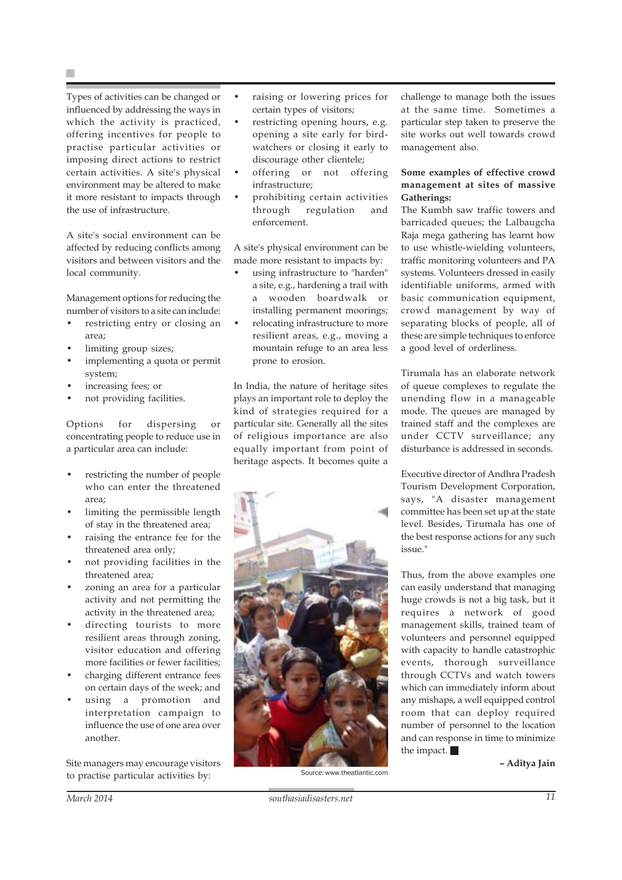Types of activities can be changed or influenced by addressing the ways in which the activity is practiced, offering incentives for people to practise particular activities or imposing direct actions to restrict certain activities. A site's physical environment may be altered to make it more resistant to impacts through the use of infrastructure.

A site's social environment can be affected by reducing conflicts among visitors and between visitors and the local community.

Management options for reducing the number of visitors to a site can include:

- restricting entry or closing an area;
- limiting group sizes;
- implementing a quota or permit system;
- increasing fees; or
- not providing facilities.

Options for dispersing or concentrating people to reduce use in a particular area can include:

- restricting the number of people who can enter the threatened area;
- limiting the permissible length of stay in the threatened area;
- raising the entrance fee for the threatened area only;
- not providing facilities in the threatened area;
- zoning an area for a particular activity and not permitting the activity in the threatened area;
- directing tourists to more resilient areas through zoning, visitor education and offering more facilities or fewer facilities;
- charging different entrance fees on certain days of the week; and
- using a promotion and interpretation campaign to influence the use of one area over another.

Site managers may encourage visitors to practise particular activities by:

- raising or lowering prices for certain types of visitors;
- restricting opening hours, e.g. opening a site early for bird-watchers or closing it early to discourage other clientele;
- offering or not offering infrastructure;
- prohibiting certain activities through regulation and enforcement.

A site's physical environment can be made more resistant to impacts by:

- using infrastructure to "harden" a site, e.g., hardening a trail with a wooden boardwalk or installing permanent moorings;
- relocating infrastructure to more resilient areas, e.g., moving a mountain refuge to an area less prone to erosion.

In India, the nature of heritage sites plays an important role to deploy the kind of strategies required for a particular site. Generally all the sites of religious importance are also equally important from point of heritage aspects. It becomes quite a challenge to manage both the issues at the same time. Sometimes a particular step taken to preserve the site works out well towards crowd management also.

Source: www.theatlantic.com

**Some examples of effective crowd management at sites of massive Gatherings:**

The Kumbh saw traffic towers and barricaded queues; the Lalbaugcha Raja mega gathering has learnt how to use whistle-wielding volunteers, traffic monitoring volunteers and PA systems. Volunteers dressed in easily identifiable uniforms, armed with basic communication equipment, crowd management by way of separating blocks of people, all of these are simple techniques to enforce a good level of orderliness.

Tirumala has an elaborate network of queue complexes to regulate the unending flow in a manageable mode. The queues are managed by trained staff and the complexes are under CCTV surveillance; any disturbance is addressed in seconds.

Executive director of Andhra Pradesh Tourism Development Corporation, says, "A disaster management committee has been set up at the state level. Besides, Tirumala has one of the best response actions for any such issue."

Thus, from the above examples one can easily understand that managing huge crowds is not a big task, but it requires a network of good management skills, trained team of volunteers and personnel equipped with capacity to handle catastrophic events, thorough surveillance through CCTVs and watch towers which can immediately inform about any mishaps, a well equipped control room that can deploy required number of personnel to the location and can response in time to minimize the impact. ■

**– Aditya Jain**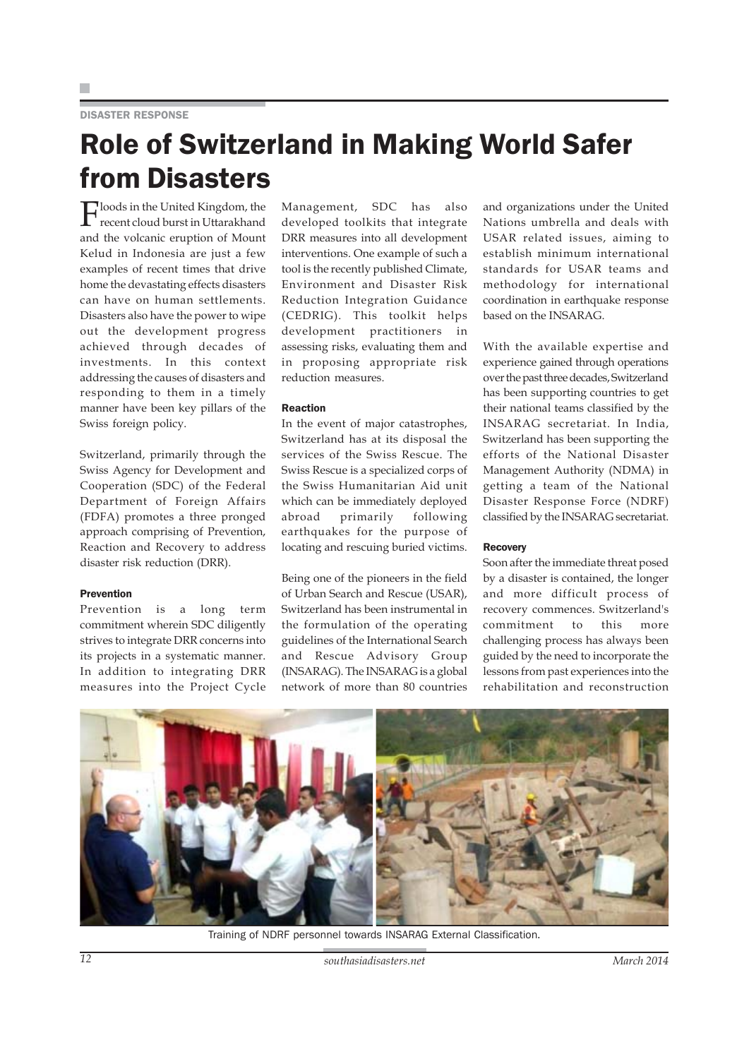DISASTER RESPONSE

# Role of Switzerland in Making World Safer from Disasters

Floods in the United Kingdom, the recent cloud burst in Uttarakhand and the volcanic eruption of Mount Kelud in Indonesia are just a few examples of recent times that drive home the devastating effects disasters can have on human settlements. Disasters also have the power to wipe out the development progress achieved through decades of investments. In this context addressing the causes of disasters and responding to them in a timely manner have been key pillars of the Swiss foreign policy.

Switzerland, primarily through the Swiss Agency for Development and Cooperation (SDC) of the Federal Department of Foreign Affairs (FDFA) promotes a three pronged approach comprising of Prevention, Reaction and Recovery to address disaster risk reduction (DRR).

### Prevention

Prevention is a long term commitment wherein SDC diligently strives to integrate DRR concerns into its projects in a systematic manner. In addition to integrating DRR measures into the Project Cycle Management, SDC has also developed toolkits that integrate DRR measures into all development interventions. One example of such a tool is the recently published Climate, Environment and Disaster Risk Reduction Integration Guidance (CEDRIG). This toolkit helps development practitioners in assessing risks, evaluating them and in proposing appropriate risk reduction measures.

### Reaction

In the event of major catastrophes, Switzerland has at its disposal the services of the Swiss Rescue. The Swiss Rescue is a specialized corps of the Swiss Humanitarian Aid unit which can be immediately deployed abroad primarily following earthquakes for the purpose of locating and rescuing buried victims.

Being one of the pioneers in the field of Urban Search and Rescue (USAR), Switzerland has been instrumental in the formulation of the operating guidelines of the International Search and Rescue Advisory Group (INSARAG). The INSARAG is a global network of more than 80 countries and organizations under the United Nations umbrella and deals with USAR related issues, aiming to establish minimum international standards for USAR teams and methodology for international coordination in earthquake response based on the INSARAG.

With the available expertise and experience gained through operations over the past three decades, Switzerland has been supporting countries to get their national teams classified by the INSARAG secretariat. In India, Switzerland has been supporting the efforts of the National Disaster Management Authority (NDMA) in getting a team of the National Disaster Response Force (NDRF) classified by the INSARAG secretariat.

### Recovery

Soon after the immediate threat posed by a disaster is contained, the longer and more difficult process of recovery commences. Switzerland's commitment to this more challenging process has always been guided by the need to incorporate the lessons from past experiences into the rehabilitation and reconstruction

Training of NDRF personnel towards INSARAG External Classification.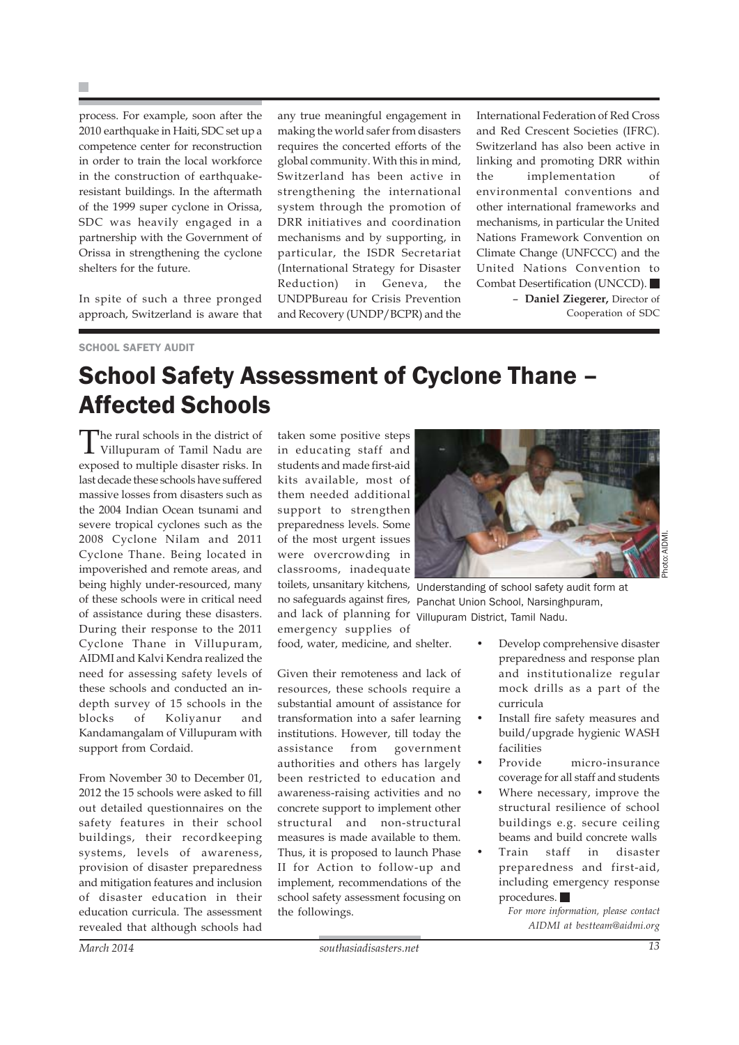process. For example, soon after the 2010 earthquake in Haiti, SDC set up a competence center for reconstruction in order to train the local workforce in the construction of earthquake-resistant buildings. In the aftermath of the 1999 super cyclone in Orissa, SDC was heavily engaged in a partnership with the Government of Orissa in strengthening the cyclone shelters for the future.

In spite of such a three pronged approach, Switzerland is aware that any true meaningful engagement in making the world safer from disasters requires the concerted efforts of the global community. With this in mind, Switzerland has been active in strengthening the international system through the promotion of DRR initiatives and coordination mechanisms and by supporting, in particular, the ISDR Secretariat (International Strategy for Disaster Reduction) in Geneva, the UNDPBureau for Crisis Prevention and Recovery (UNDP/BCPR) and the International Federation of Red Cross and Red Crescent Societies (IFRC). Switzerland has also been active in linking and promoting DRR within the implementation of environmental conventions and other international frameworks and mechanisms, in particular the United Nations Framework Convention on Climate Change (UNFCCC) and the United Nations Convention to Combat Desertification (UNCCD). ■

– **Daniel Ziegerer,** Director of Cooperation of SDC

SCHOOL SAFETY AUDIT

# School Safety Assessment of Cyclone Thane – Affected Schools

The rural schools in the district of Villupuram of Tamil Nadu are exposed to multiple disaster risks. In last decade these schools have suffered massive losses from disasters such as the 2004 Indian Ocean tsunami and severe tropical cyclones such as the 2008 Cyclone Nilam and 2011 Cyclone Thane. Being located in impoverished and remote areas, and being highly under-resourced, many of these schools were in critical need of assistance during these disasters. During their response to the 2011 Cyclone Thane in Villupuram, AIDMI and Kalvi Kendra realized the need for assessing safety levels of these schools and conducted an in-depth survey of 15 schools in the blocks of Koliyanur and Kandamangalam of Villupuram with support from Cordaid.

From November 30 to December 01, 2012 the 15 schools were asked to fill out detailed questionnaires on the safety features in their school buildings, their recordkeeping systems, levels of awareness, provision of disaster preparedness and mitigation features and inclusion of disaster education in their education curricula. The assessment revealed that although schools had taken some positive steps in educating staff and students and made first-aid kits available, most of them needed additional support to strengthen preparedness levels. Some of the most urgent issues were overcrowding in classrooms, inadequate toilets, unsanitary kitchens, no safeguards against fires, and lack of planning for emergency supplies of food, water, medicine, and shelter.

Photo: AIDMI.

Understanding of school safety audit form at Panchat Union School, Narsinghpuram, Villupuram District, Tamil Nadu.

Given their remoteness and lack of resources, these schools require a substantial amount of assistance for transformation into a safer learning institutions. However, till today the assistance from government authorities and others has largely been restricted to education and awareness-raising activities and no concrete support to implement other structural and non-structural measures is made available to them. Thus, it is proposed to launch Phase II for Action to follow-up and implement, recommendations of the school safety assessment focusing on the followings.

- Develop comprehensive disaster preparedness and response plan and institutionalize regular mock drills as a part of the curricula
- Install fire safety measures and build/upgrade hygienic WASH facilities
- Provide micro-insurance coverage for all staff and students
- Where necessary, improve the structural resilience of school buildings e.g. secure ceiling beams and build concrete walls
- Train staff in disaster preparedness and first-aid, including emergency response procedures. ■

*For more information, please contact AIDMI at bestteam@aidmi.org*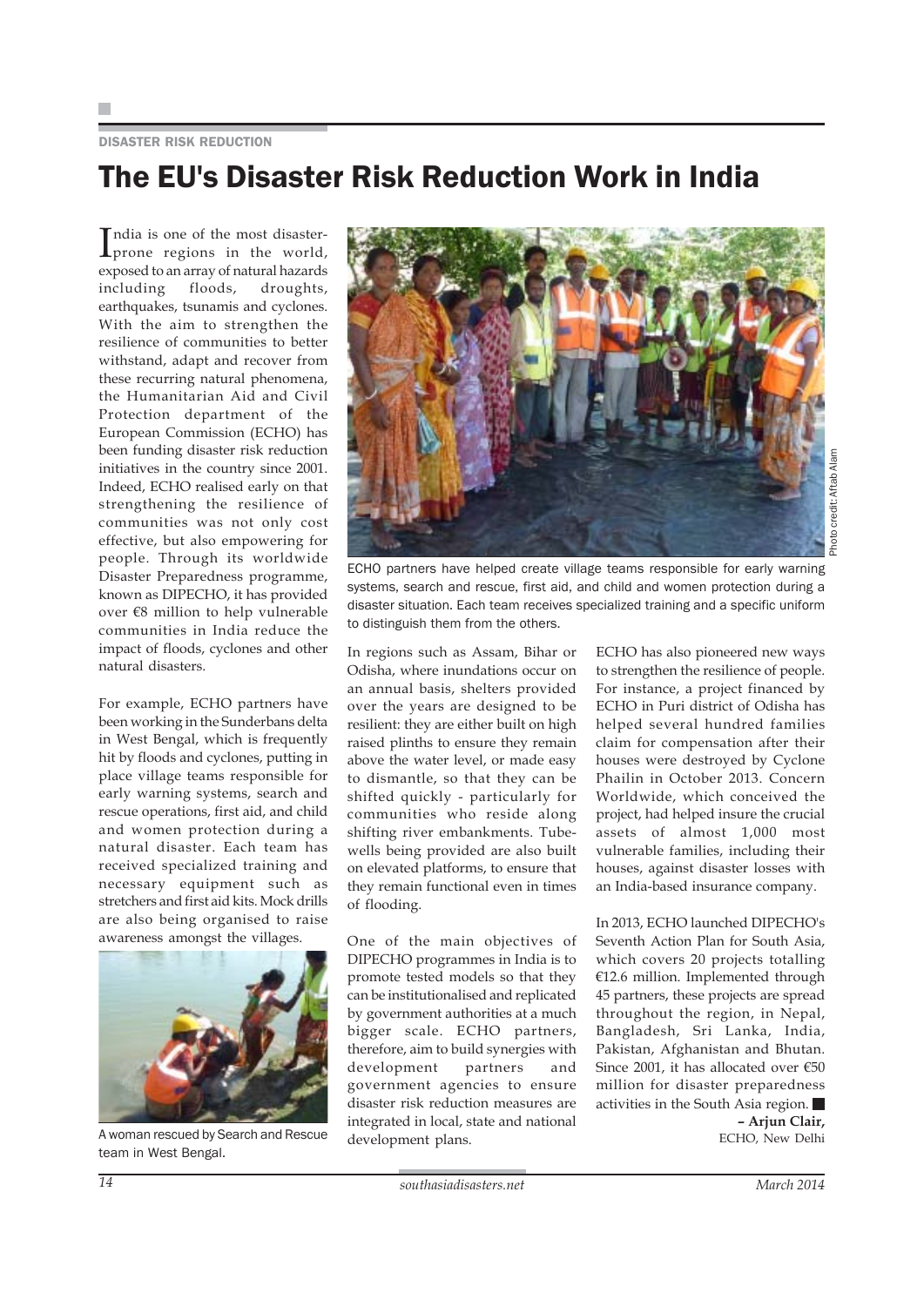DISASTER RISK REDUCTION

# The EU's Disaster Risk Reduction Work in India

India is one of the most disaster-prone regions in the world, exposed to an array of natural hazards including floods, droughts, earthquakes, tsunamis and cyclones. With the aim to strengthen the resilience of communities to better withstand, adapt and recover from these recurring natural phenomena, the Humanitarian Aid and Civil Protection department of the European Commission (ECHO) has been funding disaster risk reduction initiatives in the country since 2001. Indeed, ECHO realised early on that strengthening the resilience of communities was not only cost effective, but also empowering for people. Through its worldwide Disaster Preparedness programme, known as DIPECHO, it has provided over €8 million to help vulnerable communities in India reduce the impact of floods, cyclones and other natural disasters.

For example, ECHO partners have been working in the Sunderbans delta in West Bengal, which is frequently hit by floods and cyclones, putting in place village teams responsible for early warning systems, search and rescue operations, first aid, and child and women protection during a natural disaster. Each team has received specialized training and necessary equipment such as stretchers and first aid kits. Mock drills are also being organised to raise awareness amongst the villages.

A woman rescued by Search and Rescue team in West Bengal.

Photo credit: Aftab Alam

ECHO partners have helped create village teams responsible for early warning systems, search and rescue, first aid, and child and women protection during a disaster situation. Each team receives specialized training and a specific uniform to distinguish them from the others.

In regions such as Assam, Bihar or Odisha, where inundations occur on an annual basis, shelters provided over the years are designed to be resilient: they are either built on high raised plinths to ensure they remain above the water level, or made easy to dismantle, so that they can be shifted quickly - particularly for communities who reside along shifting river embankments. Tube-wells being provided are also built on elevated platforms, to ensure that they remain functional even in times of flooding.

One of the main objectives of DIPECHO programmes in India is to promote tested models so that they can be institutionalised and replicated by government authorities at a much bigger scale. ECHO partners, therefore, aim to build synergies with development partners and government agencies to ensure disaster risk reduction measures are integrated in local, state and national development plans.

ECHO has also pioneered new ways to strengthen the resilience of people. For instance, a project financed by ECHO in Puri district of Odisha has helped several hundred families claim for compensation after their houses were destroyed by Cyclone Phailin in October 2013. Concern Worldwide, which conceived the project, had helped insure the crucial assets of almost 1,000 most vulnerable families, including their houses, against disaster losses with an India-based insurance company.

In 2013, ECHO launched DIPECHO's Seventh Action Plan for South Asia, which covers 20 projects totalling €12.6 million. Implemented through 45 partners, these projects are spread throughout the region, in Nepal, Bangladesh, Sri Lanka, India, Pakistan, Afghanistan and Bhutan. Since 2001, it has allocated over €50 million for disaster preparedness activities in the South Asia region. ■

**– Arjun Clair,**
ECHO, New Delhi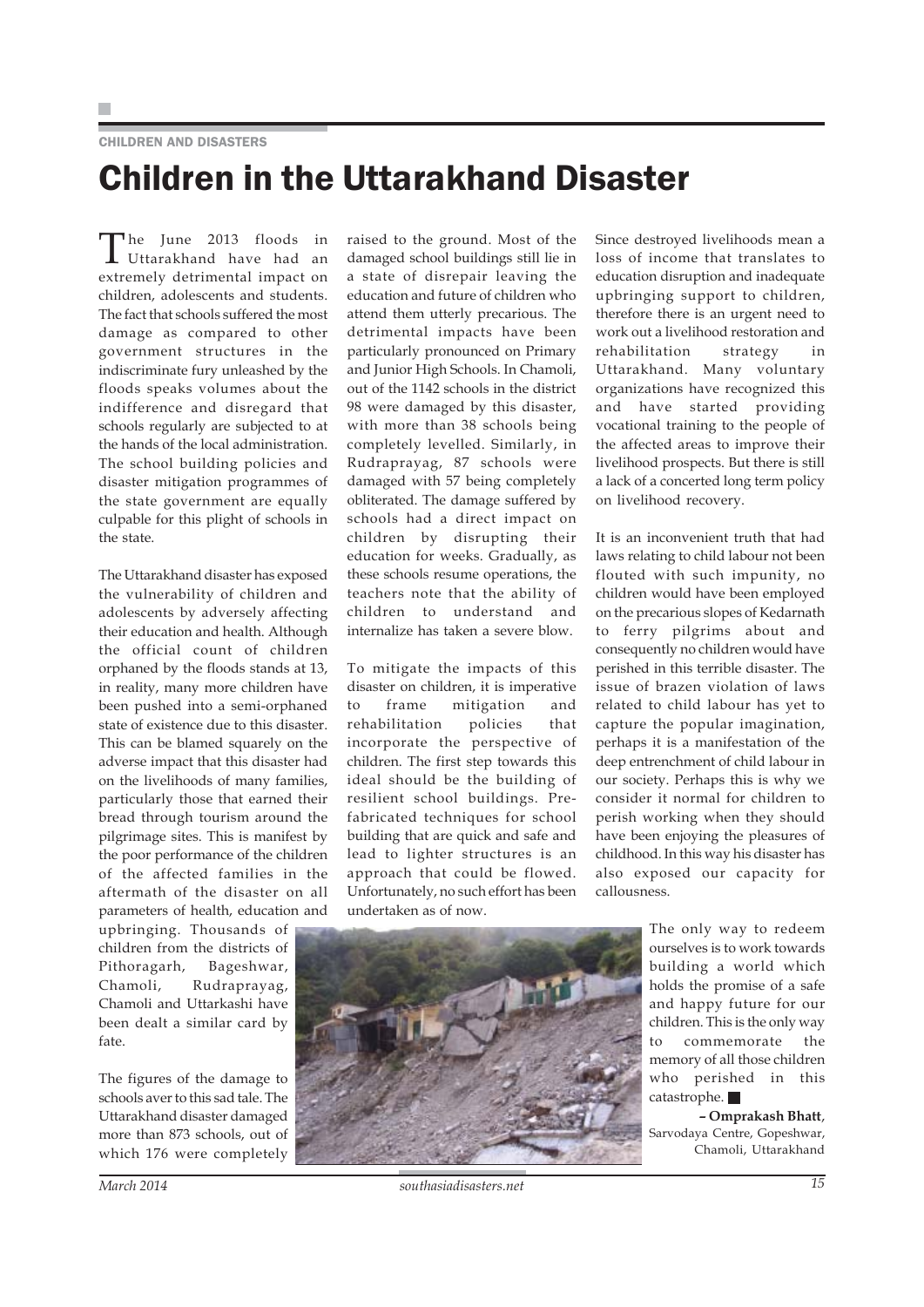CHILDREN AND DISASTERS

# Children in the Uttarakhand Disaster

The June 2013 floods in Uttarakhand have had an extremely detrimental impact on children, adolescents and students. The fact that schools suffered the most damage as compared to other government structures in the indiscriminate fury unleashed by the floods speaks volumes about the indifference and disregard that schools regularly are subjected to at the hands of the local administration. The school building policies and disaster mitigation programmes of the state government are equally culpable for this plight of schools in the state.

The Uttarakhand disaster has exposed the vulnerability of children and adolescents by adversely affecting their education and health. Although the official count of children orphaned by the floods stands at 13, in reality, many more children have been pushed into a semi-orphaned state of existence due to this disaster. This can be blamed squarely on the adverse impact that this disaster had on the livelihoods of many families, particularly those that earned their bread through tourism around the pilgrimage sites. This is manifest by the poor performance of the children of the affected families in the aftermath of the disaster on all parameters of health, education and upbringing. Thousands of children from the districts of Pithoragarh, Bageshwar, Chamoli, Rudraprayag, Chamoli and Uttarkashi have been dealt a similar card by fate.

The figures of the damage to schools aver to this sad tale. The Uttarakhand disaster damaged more than 873 schools, out of which 176 were completely raised to the ground. Most of the damaged school buildings still lie in a state of disrepair leaving the education and future of children who attend them utterly precarious. The detrimental impacts have been particularly pronounced on Primary and Junior High Schools. In Chamoli, out of the 1142 schools in the district 98 were damaged by this disaster, with more than 38 schools being completely levelled. Similarly, in Rudraprayag, 87 schools were damaged with 57 being completely obliterated. The damage suffered by schools had a direct impact on children by disrupting their education for weeks. Gradually, as these schools resume operations, the teachers note that the ability of children to understand and internalize has taken a severe blow.

To mitigate the impacts of this disaster on children, it is imperative to frame mitigation and rehabilitation policies that incorporate the perspective of children. The first step towards this ideal should be the building of resilient school buildings. Pre-fabricated techniques for school building that are quick and safe and lead to lighter structures is an approach that could be flowed. Unfortunately, no such effort has been undertaken as of now.

Since destroyed livelihoods mean a loss of income that translates to education disruption and inadequate upbringing support to children, therefore there is an urgent need to work out a livelihood restoration and rehabilitation strategy in Uttarakhand. Many voluntary organizations have recognized this and have started providing vocational training to the people of the affected areas to improve their livelihood prospects. But there is still a lack of a concerted long term policy on livelihood recovery.

It is an inconvenient truth that had laws relating to child labour not been flouted with such impunity, no children would have been employed on the precarious slopes of Kedarnath to ferry pilgrims about and consequently no children would have perished in this terrible disaster. The issue of brazen violation of laws related to child labour has yet to capture the popular imagination, perhaps it is a manifestation of the deep entrenchment of child labour in our society. Perhaps this is why we consider it normal for children to perish working when they should have been enjoying the pleasures of childhood. In this way his disaster has also exposed our capacity for callousness.

The only way to redeem ourselves is to work towards building a world which holds the promise of a safe and happy future for our children. This is the only way to commemorate the memory of all those children who perished in this catastrophe. ■

**– Omprakash Bhatt**,
Sarvodaya Centre, Gopeshwar, Chamoli, Uttarakhand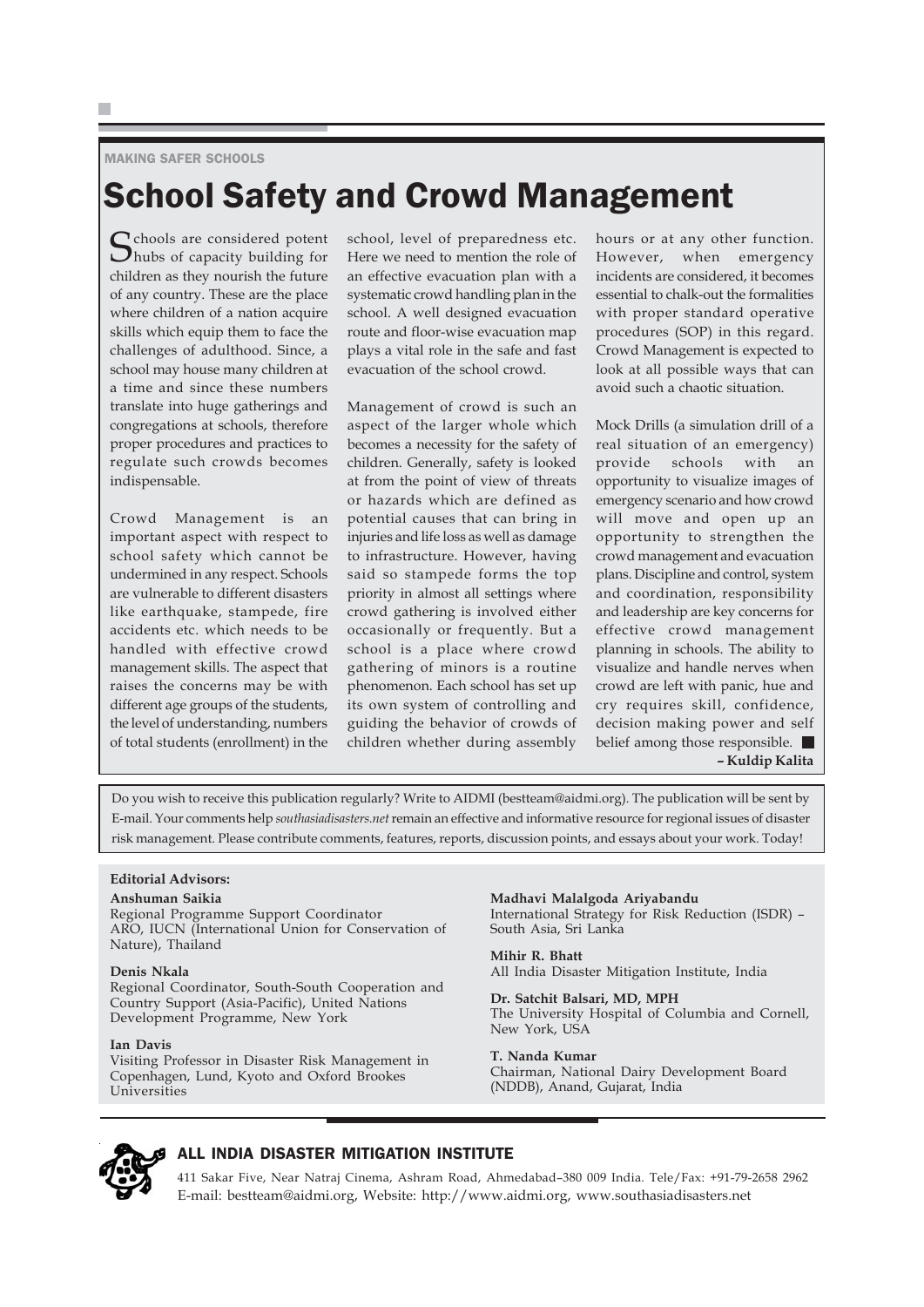MAKING SAFER SCHOOLS

# School Safety and Crowd Management

Schools are considered potent hubs of capacity building for children as they nourish the future of any country. These are the place where children of a nation acquire skills which equip them to face the challenges of adulthood. Since, a school may house many children at a time and since these numbers translate into huge gatherings and congregations at schools, therefore proper procedures and practices to regulate such crowds becomes indispensable.

Crowd Management is an important aspect with respect to school safety which cannot be undermined in any respect. Schools are vulnerable to different disasters like earthquake, stampede, fire accidents etc. which needs to be handled with effective crowd management skills. The aspect that raises the concerns may be with different age groups of the students, the level of understanding, numbers of total students (enrollment) in the school, level of preparedness etc. Here we need to mention the role of an effective evacuation plan with a systematic crowd handling plan in the school. A well designed evacuation route and floor-wise evacuation map plays a vital role in the safe and fast evacuation of the school crowd.

Management of crowd is such an aspect of the larger whole which becomes a necessity for the safety of children. Generally, safety is looked at from the point of view of threats or hazards which are defined as potential causes that can bring in injuries and life loss as well as damage to infrastructure. However, having said so stampede forms the top priority in almost all settings where crowd gathering is involved either occasionally or frequently. But a school is a place where crowd gathering of minors is a routine phenomenon. Each school has set up its own system of controlling and guiding the behavior of crowds of children whether during assembly hours or at any other function. However, when emergency incidents are considered, it becomes essential to chalk-out the formalities with proper standard operative procedures (SOP) in this regard. Crowd Management is expected to look at all possible ways that can avoid such a chaotic situation.

Mock Drills (a simulation drill of a real situation of an emergency) provide schools with an opportunity to visualize images of emergency scenario and how crowd will move and open up an opportunity to strengthen the crowd management and evacuation plans. Discipline and control, system and coordination, responsibility and leadership are key concerns for effective crowd management planning in schools. The ability to visualize and handle nerves when crowd are left with panic, hue and cry requires skill, confidence, decision making power and self belief among those responsible. ■

**– Kuldip Kalita**

Do you wish to receive this publication regularly? Write to AIDMI (bestteam@aidmi.org). The publication will be sent by E-mail. Your comments help *southasiadisasters.net* remain an effective and informative resource for regional issues of disaster risk management. Please contribute comments, features, reports, discussion points, and essays about your work. Today!

**Editorial Advisors:**

**Anshuman Saikia**
Regional Programme Support Coordinator
ARO, IUCN (International Union for Conservation of Nature), Thailand

**Denis Nkala**
Regional Coordinator, South-South Cooperation and Country Support (Asia-Pacific), United Nations Development Programme, New York

**Ian Davis**
Visiting Professor in Disaster Risk Management in Copenhagen, Lund, Kyoto and Oxford Brookes Universities

**Madhavi Malalgoda Ariyabandu**
International Strategy for Risk Reduction (ISDR) – South Asia, Sri Lanka

**Mihir R. Bhatt**
All India Disaster Mitigation Institute, India

**Dr. Satchit Balsari, MD, MPH**
The University Hospital of Columbia and Cornell, New York, USA

**T. Nanda Kumar**
Chairman, National Dairy Development Board (NDDB), Anand, Gujarat, India

**ALL INDIA DISASTER MITIGATION INSTITUTE**

411 Sakar Five, Near Natraj Cinema, Ashram Road, Ahmedabad–380 009 India. Tele/Fax: +91-79-2658 2962
E-mail: bestteam@aidmi.org, Website: http://www.aidmi.org, www.southasiadisasters.net